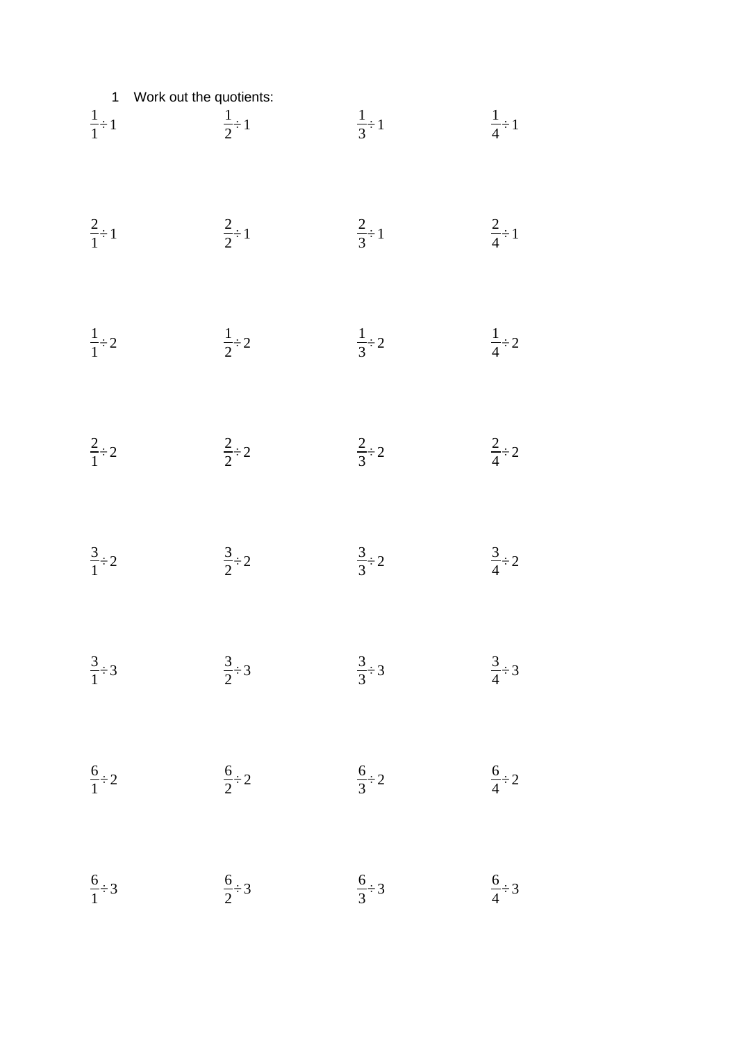1 Work out the quotients:

$\frac{1}{1} \div 1$ $\frac{1}{2} \div 1$ $\frac{1}{3} \div 1$ $\frac{1}{4} \div 1$

$\frac{2}{1} \div 1$ $\frac{2}{2} \div 1$ $\frac{2}{3} \div 1$ $\frac{2}{4} \div 1$

$\frac{1}{1} \div 2$ $\frac{1}{2} \div 2$ $\frac{1}{3} \div 2$ $\frac{1}{4} \div 2$

$\frac{2}{1} \div 2$ $\frac{2}{2} \div 2$ $\frac{2}{3} \div 2$ $\frac{2}{4} \div 2$

$\frac{3}{1} \div 2$ $\frac{3}{2} \div 2$ $\frac{3}{3} \div 2$ $\frac{3}{4} \div 2$

$\frac{3}{1} \div 3$ $\frac{3}{2} \div 3$ $\frac{3}{3} \div 3$ $\frac{3}{4} \div 3$

$\frac{6}{1} \div 2$ $\frac{6}{2} \div 2$ $\frac{6}{3} \div 2$ $\frac{6}{4} \div 2$

$\frac{6}{1} \div 3$ $\frac{6}{2} \div 3$ $\frac{6}{3} \div 3$ $\frac{6}{4} \div 3$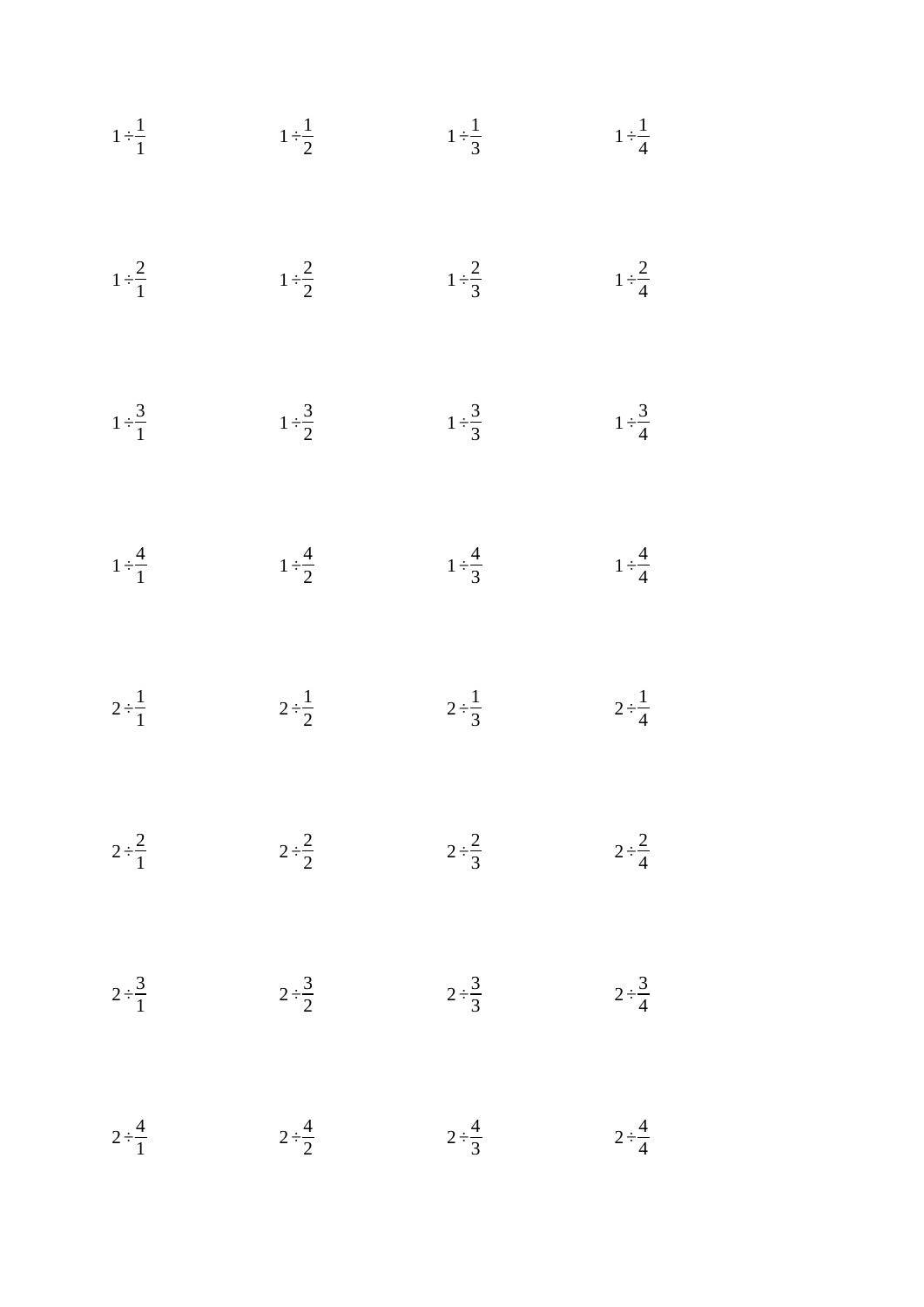$1 \div \frac{1}{1}$ $\quad$ $1 \div \frac{1}{2}$ $\quad$ $1 \div \frac{1}{3}$ $\quad$ $1 \div \frac{1}{4}$

$1 \div \frac{2}{1}$ $\quad$ $1 \div \frac{2}{2}$ $\quad$ $1 \div \frac{2}{3}$ $\quad$ $1 \div \frac{2}{4}$

$1 \div \frac{3}{1}$ $\quad$ $1 \div \frac{3}{2}$ $\quad$ $1 \div \frac{3}{3}$ $\quad$ $1 \div \frac{3}{4}$

$1 \div \frac{4}{1}$ $\quad$ $1 \div \frac{4}{2}$ $\quad$ $1 \div \frac{4}{3}$ $\quad$ $1 \div \frac{4}{4}$

$2 \div \frac{1}{1}$ $\quad$ $2 \div \frac{1}{2}$ $\quad$ $2 \div \frac{1}{3}$ $\quad$ $2 \div \frac{1}{4}$

$2 \div \frac{2}{1}$ $\quad$ $2 \div \frac{2}{2}$ $\quad$ $2 \div \frac{2}{3}$ $\quad$ $2 \div \frac{2}{4}$

$2 \div \frac{3}{1}$ $\quad$ $2 \div \frac{3}{2}$ $\quad$ $2 \div \frac{3}{3}$ $\quad$ $2 \div \frac{3}{4}$

$2 \div \frac{4}{1}$ $\quad$ $2 \div \frac{4}{2}$ $\quad$ $2 \div \frac{4}{3}$ $\quad$ $2 \div \frac{4}{4}$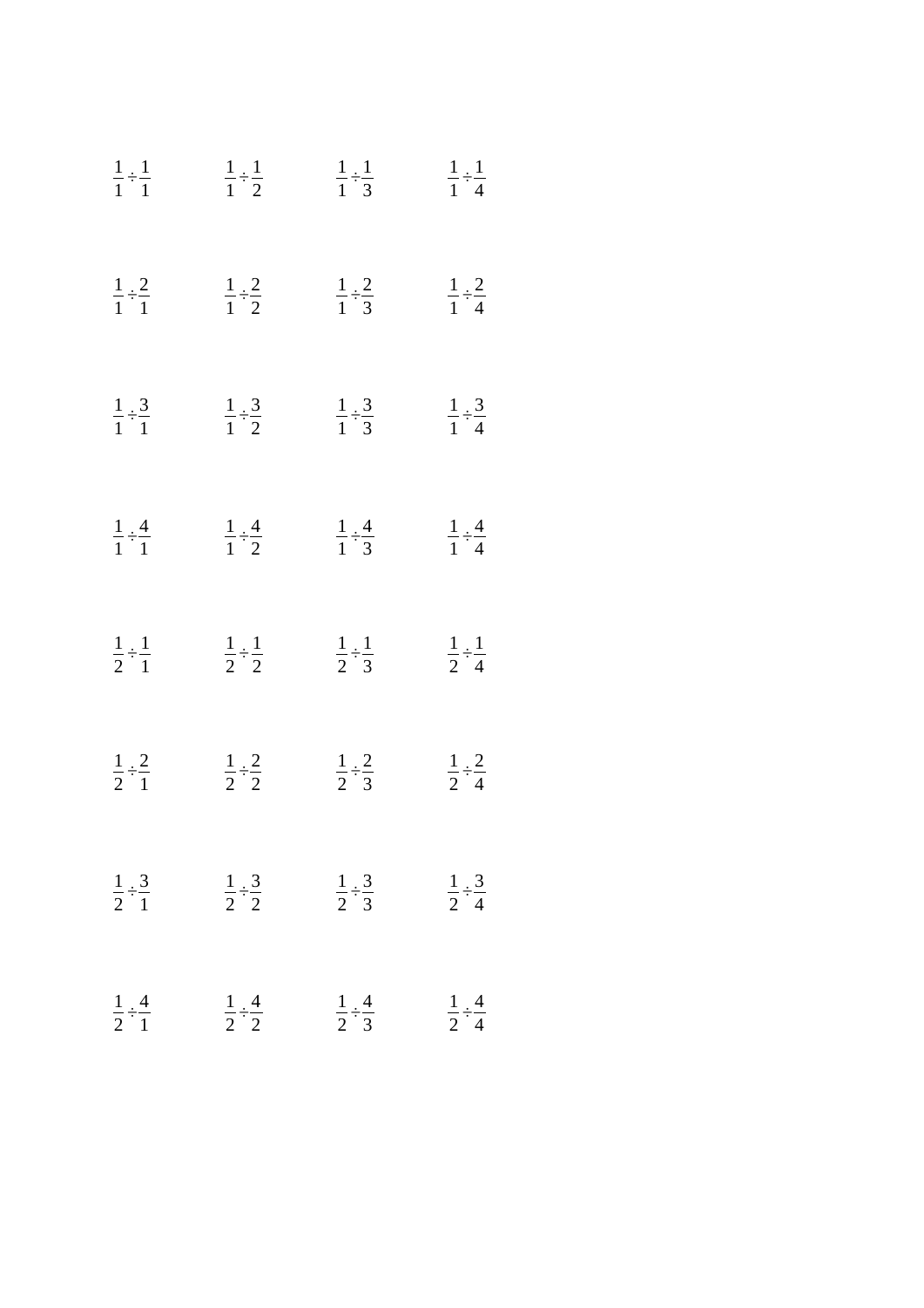$\frac{1}{1} \div \frac{1}{1}$ $\frac{1}{1} \div \frac{1}{2}$ $\frac{1}{1} \div \frac{1}{3}$ $\frac{1}{1} \div \frac{1}{4}$

$\frac{1}{1} \div \frac{2}{1}$ $\frac{1}{1} \div \frac{2}{2}$ $\frac{1}{1} \div \frac{2}{3}$ $\frac{1}{1} \div \frac{2}{4}$

$\frac{1}{1} \div \frac{3}{1}$ $\frac{1}{1} \div \frac{3}{2}$ $\frac{1}{1} \div \frac{3}{3}$ $\frac{1}{1} \div \frac{3}{4}$

$\frac{1}{1} \div \frac{4}{1}$ $\frac{1}{1} \div \frac{4}{2}$ $\frac{1}{1} \div \frac{4}{3}$ $\frac{1}{1} \div \frac{4}{4}$

$\frac{1}{2} \div \frac{1}{1}$ $\frac{1}{2} \div \frac{1}{2}$ $\frac{1}{2} \div \frac{1}{3}$ $\frac{1}{2} \div \frac{1}{4}$

$\frac{1}{2} \div \frac{2}{1}$ $\frac{1}{2} \div \frac{2}{2}$ $\frac{1}{2} \div \frac{2}{3}$ $\frac{1}{2} \div \frac{2}{4}$

$\frac{1}{2} \div \frac{3}{1}$ $\frac{1}{2} \div \frac{3}{2}$ $\frac{1}{2} \div \frac{3}{3}$ $\frac{1}{2} \div \frac{3}{4}$

$\frac{1}{2} \div \frac{4}{1}$ $\frac{1}{2} \div \frac{4}{2}$ $\frac{1}{2} \div \frac{4}{3}$ $\frac{1}{2} \div \frac{4}{4}$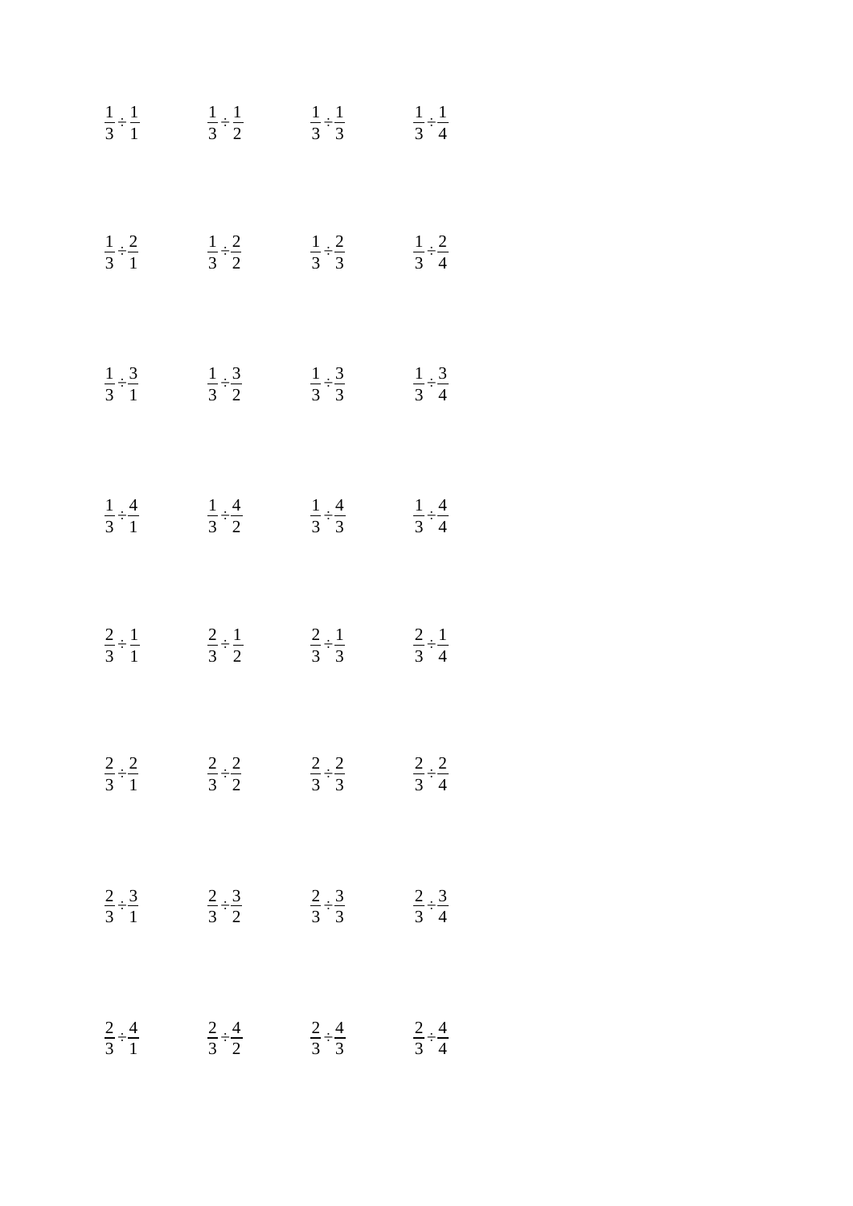$\frac{1}{3} \div \frac{1}{1}$ $\frac{1}{3} \div \frac{1}{2}$ $\frac{1}{3} \div \frac{1}{3}$ $\frac{1}{3} \div \frac{1}{4}$

$\frac{1}{3} \div \frac{2}{1}$ $\frac{1}{3} \div \frac{2}{2}$ $\frac{1}{3} \div \frac{2}{3}$ $\frac{1}{3} \div \frac{2}{4}$

$\frac{1}{3} \div \frac{3}{1}$ $\frac{1}{3} \div \frac{3}{2}$ $\frac{1}{3} \div \frac{3}{3}$ $\frac{1}{3} \div \frac{3}{4}$

$\frac{1}{3} \div \frac{4}{1}$ $\frac{1}{3} \div \frac{4}{2}$ $\frac{1}{3} \div \frac{4}{3}$ $\frac{1}{3} \div \frac{4}{4}$

$\frac{2}{3} \div \frac{1}{1}$ $\frac{2}{3} \div \frac{1}{2}$ $\frac{2}{3} \div \frac{1}{3}$ $\frac{2}{3} \div \frac{1}{4}$

$\frac{2}{3} \div \frac{2}{1}$ $\frac{2}{3} \div \frac{2}{2}$ $\frac{2}{3} \div \frac{2}{3}$ $\frac{2}{3} \div \frac{2}{4}$

$\frac{2}{3} \div \frac{3}{1}$ $\frac{2}{3} \div \frac{3}{2}$ $\frac{2}{3} \div \frac{3}{3}$ $\frac{2}{3} \div \frac{3}{4}$

$\frac{2}{3} \div \frac{4}{1}$ $\frac{2}{3} \div \frac{4}{2}$ $\frac{2}{3} \div \frac{4}{3}$ $\frac{2}{3} \div \frac{4}{4}$